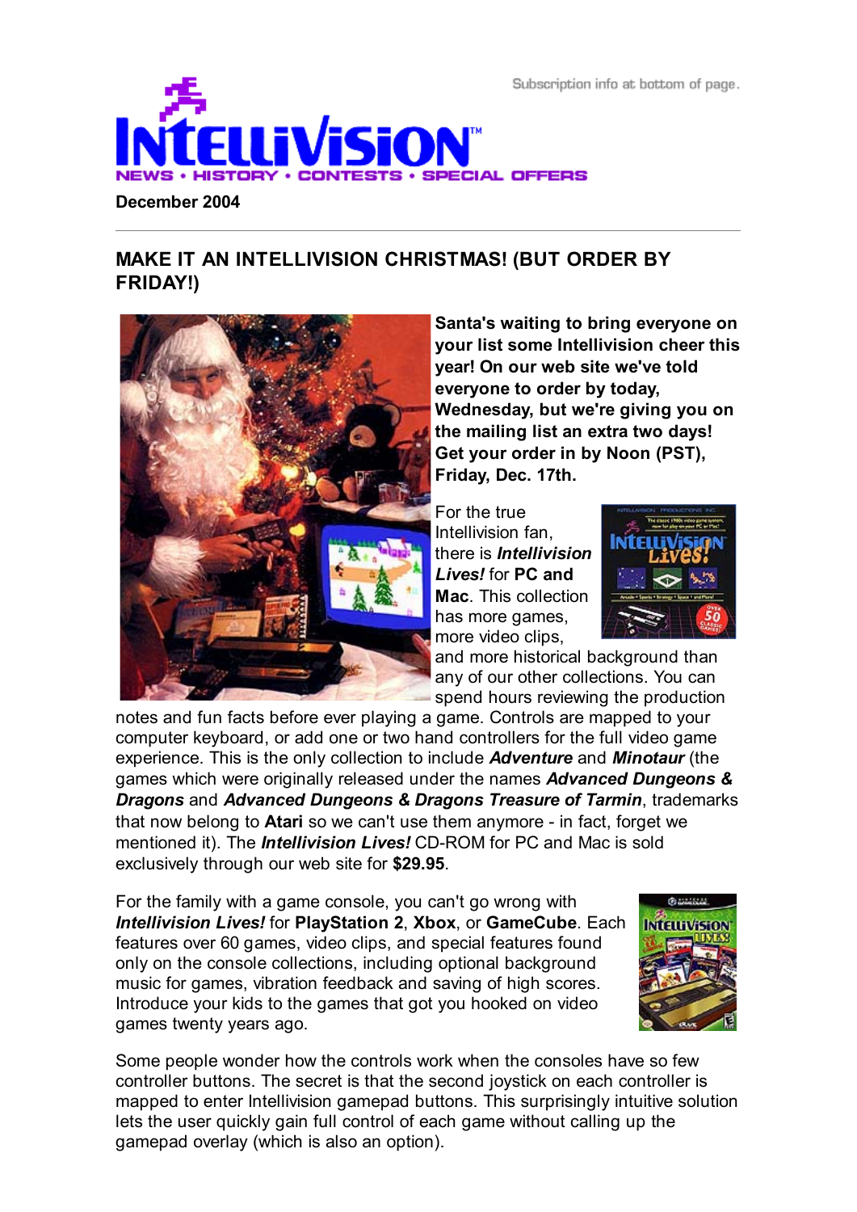Subscription info at bottom of page.

# INTELLIVISION

NEWS • HISTORY • CONTESTS • SPECIAL OFFERS

**December 2004**

---

## MAKE IT AN INTELLIVISION CHRISTMAS! (BUT ORDER BY FRIDAY!)

**Santa's waiting to bring everyone on your list some Intellivision cheer this year! On our web site we've told everyone to order by today, Wednesday, but we're giving you on the mailing list an extra two days! Get your order in by Noon (PST), Friday, Dec. 17th.**

For the true Intellivision fan, there is ***Intellivision Lives!*** for **PC and Mac**. This collection has more games, more video clips, and more historical background than any of our other collections. You can spend hours reviewing the production notes and fun facts before ever playing a game. Controls are mapped to your computer keyboard, or add one or two hand controllers for the full video game experience. This is the only collection to include ***Adventure*** and ***Minotaur*** (the games which were originally released under the names ***Advanced Dungeons & Dragons*** and ***Advanced Dungeons & Dragons Treasure of Tarmin***, trademarks that now belong to **Atari** so we can't use them anymore - in fact, forget we mentioned it). The ***Intellivision Lives!*** CD-ROM for PC and Mac is sold exclusively through our web site for **$29.95**.

For the family with a game console, you can't go wrong with ***Intellivision Lives!*** for **PlayStation 2**, **Xbox**, or **GameCube**. Each features over 60 games, video clips, and special features found only on the console collections, including optional background music for games, vibration feedback and saving of high scores. Introduce your kids to the games that got you hooked on video games twenty years ago.

Some people wonder how the controls work when the consoles have so few controller buttons. The secret is that the second joystick on each controller is mapped to enter Intellivision gamepad buttons. This surprisingly intuitive solution lets the user quickly gain full control of each game without calling up the gamepad overlay (which is also an option).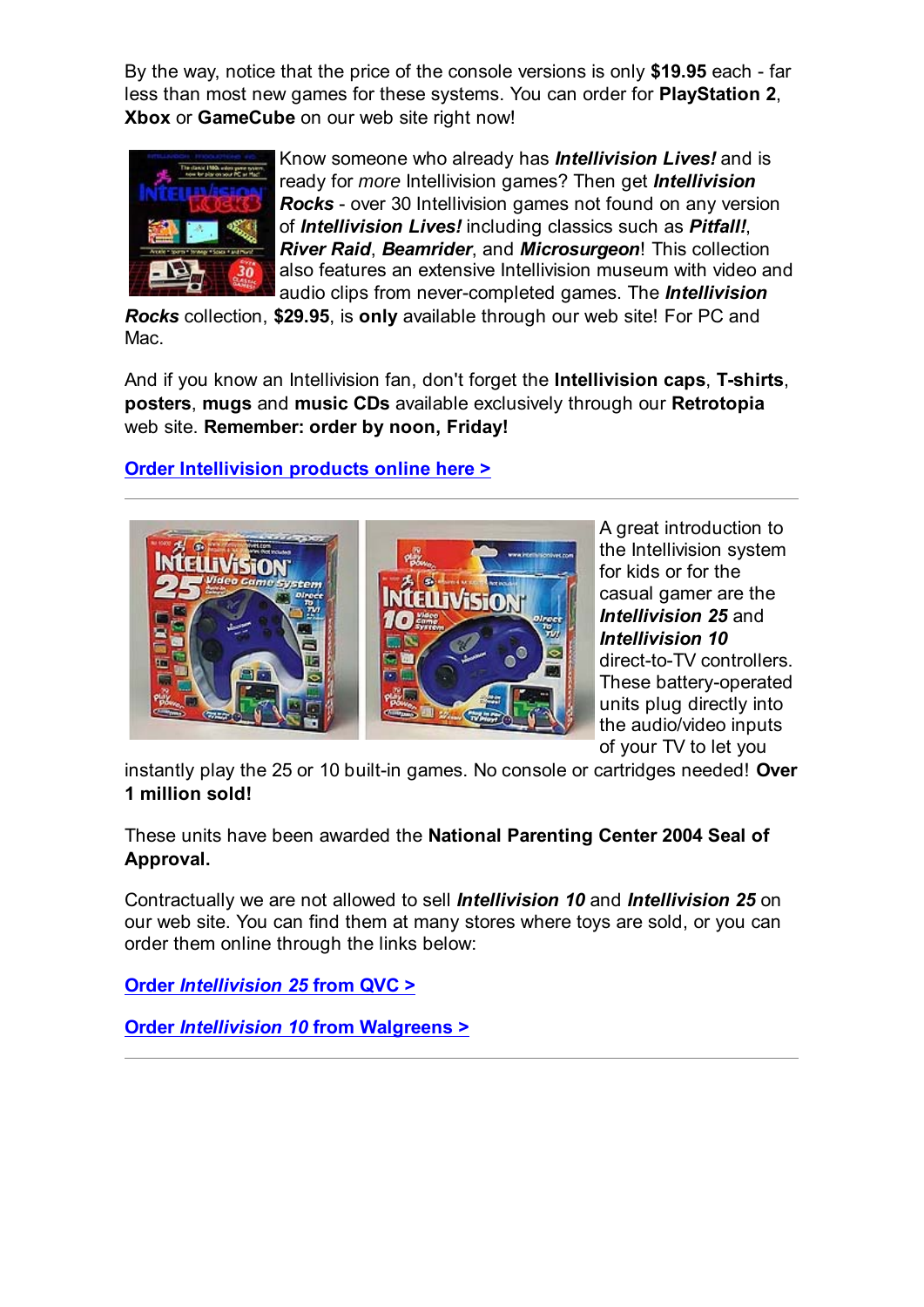By the way, notice that the price of the console versions is only **$19.95** each - far less than most new games for these systems. You can order for **PlayStation 2**, **Xbox** or **GameCube** on our web site right now!

Know someone who already has ***Intellivision Lives!*** and is ready for *more* Intellivision games? Then get ***Intellivision Rocks*** - over 30 Intellivision games not found on any version of ***Intellivision Lives!*** including classics such as ***Pitfall!***, ***River Raid***, ***Beamrider***, and ***Microsurgeon***! This collection also features an extensive Intellivision museum with video and audio clips from never-completed games. The ***Intellivision Rocks*** collection, **$29.95**, is **only** available through our web site! For PC and Mac.

And if you know an Intellivision fan, don't forget the **Intellivision caps**, **T-shirts**, **posters**, **mugs** and **music CDs** available exclusively through our **Retrotopia** web site. **Remember: order by noon, Friday!**

**Order Intellivision products online here >**

---

A great introduction to the Intellivision system for kids or for the casual gamer are the ***Intellivision 25*** and ***Intellivision 10*** direct-to-TV controllers. These battery-operated units plug directly into the audio/video inputs of your TV to let you instantly play the 25 or 10 built-in games. No console or cartridges needed! **Over 1 million sold!**

These units have been awarded the **National Parenting Center 2004 Seal of Approval.**

Contractually we are not allowed to sell ***Intellivision 10*** and ***Intellivision 25*** on our web site. You can find them at many stores where toys are sold, or you can order them online through the links below:

**Order *Intellivision 25* from QVC >**

**Order *Intellivision 10* from Walgreens >**

---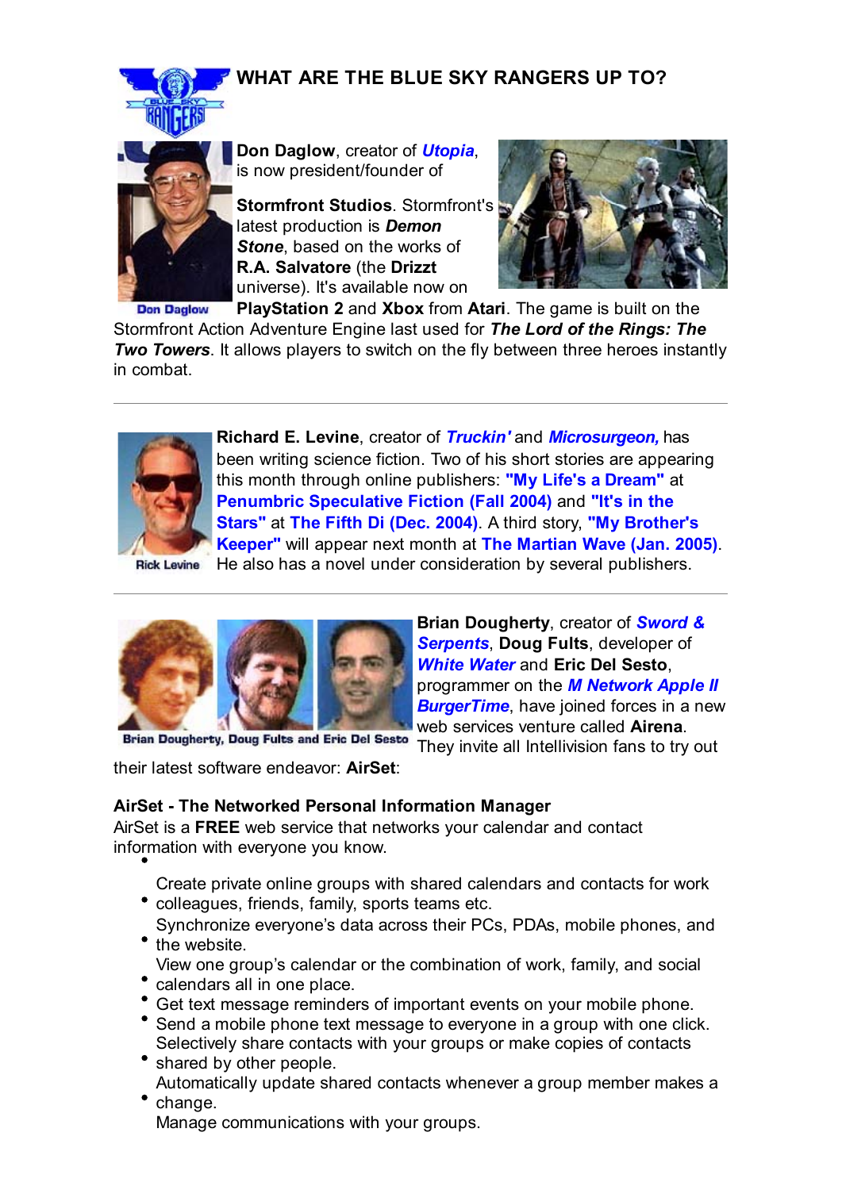## WHAT ARE THE BLUE SKY RANGERS UP TO?

Don Daglow

**Don Daglow**, creator of ***Utopia***, is now president/founder of **Stormfront Studios**. Stormfront's latest production is ***Demon Stone***, based on the works of **R.A. Salvatore** (the **Drizzt** universe). It's available now on **PlayStation 2** and **Xbox** from **Atari**. The game is built on the Stormfront Action Adventure Engine last used for ***The Lord of the Rings: The Two Towers***. It allows players to switch on the fly between three heroes instantly in combat.

---

Rick Levine

**Richard E. Levine**, creator of ***Truckin'*** and ***Microsurgeon,*** has been writing science fiction. Two of his short stories are appearing this month through online publishers: **"My Life's a Dream"** at **Penumbric Speculative Fiction (Fall 2004)** and **"It's in the Stars"** at **The Fifth Di (Dec. 2004)**. A third story, **"My Brother's Keeper"** will appear next month at **The Martian Wave (Jan. 2005)**. He also has a novel under consideration by several publishers.

---

Brian Dougherty, Doug Fults and Eric Del Sesto

**Brian Dougherty**, creator of ***Sword & Serpents***, **Doug Fults**, developer of ***White Water*** and **Eric Del Sesto**, programmer on the ***M Network Apple II BurgerTime***, have joined forces in a new web services venture called **Airena**. They invite all Intellivision fans to try out their latest software endeavor: **AirSet**:

**AirSet - The Networked Personal Information Manager**
AirSet is a **FREE** web service that networks your calendar and contact information with everyone you know.

- Create private online groups with shared calendars and contacts for work colleagues, friends, family, sports teams etc.
- Synchronize everyone's data across their PCs, PDAs, mobile phones, and the website.
- View one group's calendar or the combination of work, family, and social calendars all in one place.
- Get text message reminders of important events on your mobile phone.
- Send a mobile phone text message to everyone in a group with one click.
- Selectively share contacts with your groups or make copies of contacts shared by other people.
- Automatically update shared contacts whenever a group member makes a change.
- Manage communications with your groups.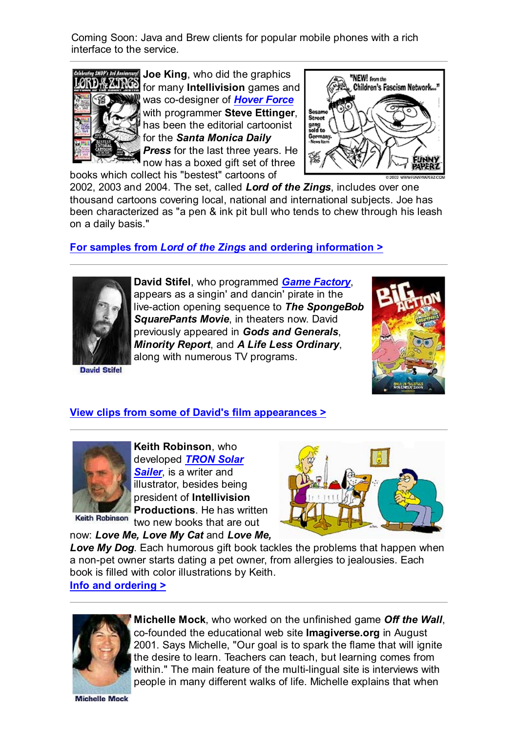Coming Soon: Java and Brew clients for popular mobile phones with a rich interface to the service.

---

**Joe King**, who did the graphics for many **Intellivision** games and was co-designer of ***Hover Force*** with programmer **Steve Ettinger**, has been the editorial cartoonist for the ***Santa Monica Daily Press*** for the last three years. He now has a boxed gift set of three books which collect his "bestest" cartoons of 2002, 2003 and 2004. The set, called ***Lord of the Zings***, includes over one thousand cartoons covering local, national and international subjects. Joe has been characterized as "a pen & ink pit bull who tends to chew through his leash on a daily basis."

**For samples from *Lord of the Zings* and ordering information >**

---

**David Stifel**, who programmed ***Game Factory***, appears as a singin' and dancin' pirate in the live-action opening sequence to ***The SpongeBob SquarePants Movie***, in theaters now. David previously appeared in ***Gods and Generals***, ***Minority Report***, and ***A Life Less Ordinary***, along with numerous TV programs.

David Stifel

**View clips from some of David's film appearances >**

---

**Keith Robinson**, who developed ***TRON Solar Sailer***, is a writer and illustrator, besides being president of **Intellivision Productions**. He has written two new books that are out now: ***Love Me, Love My Cat*** and ***Love Me, Love My Dog***. Each humorous gift book tackles the problems that happen when a non-pet owner starts dating a pet owner, from allergies to jealousies. Each book is filled with color illustrations by Keith.

Keith Robinson

**Info and ordering >**

---

**Michelle Mock**, who worked on the unfinished game ***Off the Wall***, co-founded the educational web site **Imagiverse.org** in August 2001. Says Michelle, "Our goal is to spark the flame that will ignite the desire to learn. Teachers can teach, but learning comes from within." The main feature of the multi-lingual site is interviews with people in many different walks of life. Michelle explains that when

Michelle Mock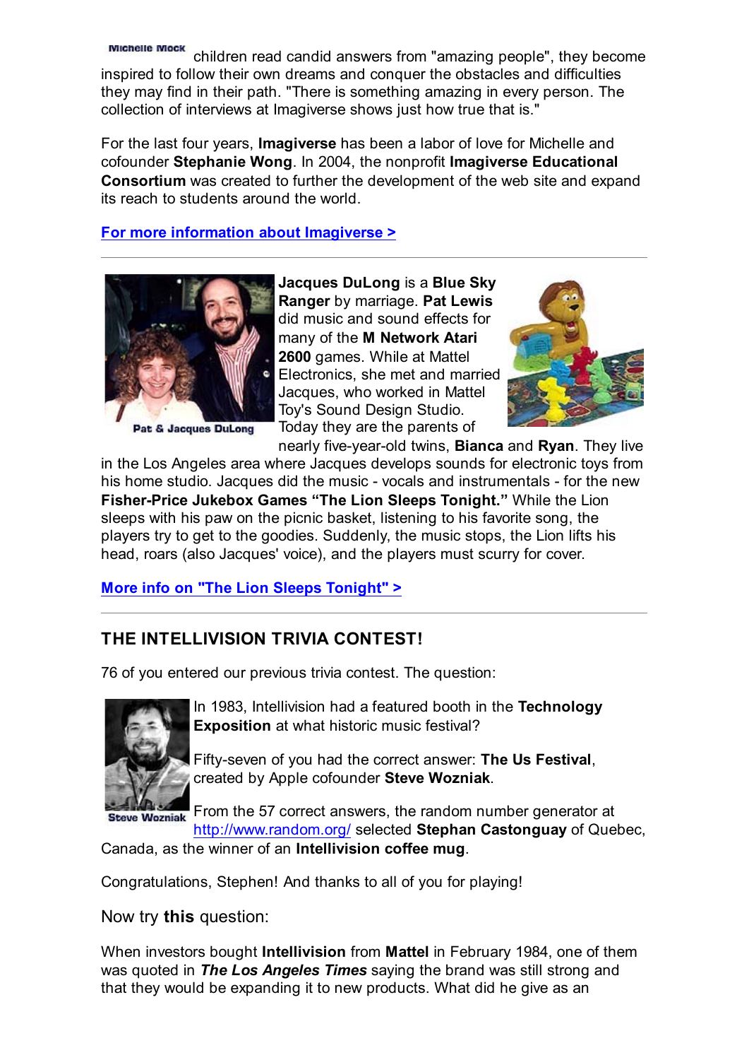Michelle Mock

children read candid answers from "amazing people", they become inspired to follow their own dreams and conquer the obstacles and difficulties they may find in their path. "There is something amazing in every person. The collection of interviews at Imagiverse shows just how true that is."

For the last four years, **Imagiverse** has been a labor of love for Michelle and cofounder **Stephanie Wong**. In 2004, the nonprofit **Imagiverse Educational Consortium** was created to further the development of the web site and expand its reach to students around the world.

**For more information about Imagiverse >**

---

Pat & Jacques DuLong

**Jacques DuLong** is a **Blue Sky Ranger** by marriage. **Pat Lewis** did music and sound effects for many of the **M Network Atari 2600** games. While at Mattel Electronics, she met and married Jacques, who worked in Mattel Toy's Sound Design Studio. Today they are the parents of nearly five-year-old twins, **Bianca** and **Ryan**. They live in the Los Angeles area where Jacques develops sounds for electronic toys from his home studio. Jacques did the music - vocals and instrumentals - for the new **Fisher-Price Jukebox Games "The Lion Sleeps Tonight."** While the Lion sleeps with his paw on the picnic basket, listening to his favorite song, the players try to get to the goodies. Suddenly, the music stops, the Lion lifts his head, roars (also Jacques' voice), and the players must scurry for cover.

**More info on "The Lion Sleeps Tonight" >**

---

## THE INTELLIVISION TRIVIA CONTEST!

76 of you entered our previous trivia contest. The question:

Steve Wozniak

In 1983, Intellivision had a featured booth in the **Technology Exposition** at what historic music festival?

Fifty-seven of you had the correct answer: **The Us Festival**, created by Apple cofounder **Steve Wozniak**.

From the 57 correct answers, the random number generator at http://www.random.org/ selected **Stephan Castonguay** of Quebec, Canada, as the winner of an **Intellivision coffee mug**.

Congratulations, Stephen! And thanks to all of you for playing!

Now try **this** question:

When investors bought **Intellivision** from **Mattel** in February 1984, one of them was quoted in ***The Los Angeles Times*** saying the brand was still strong and that they would be expanding it to new products. What did he give as an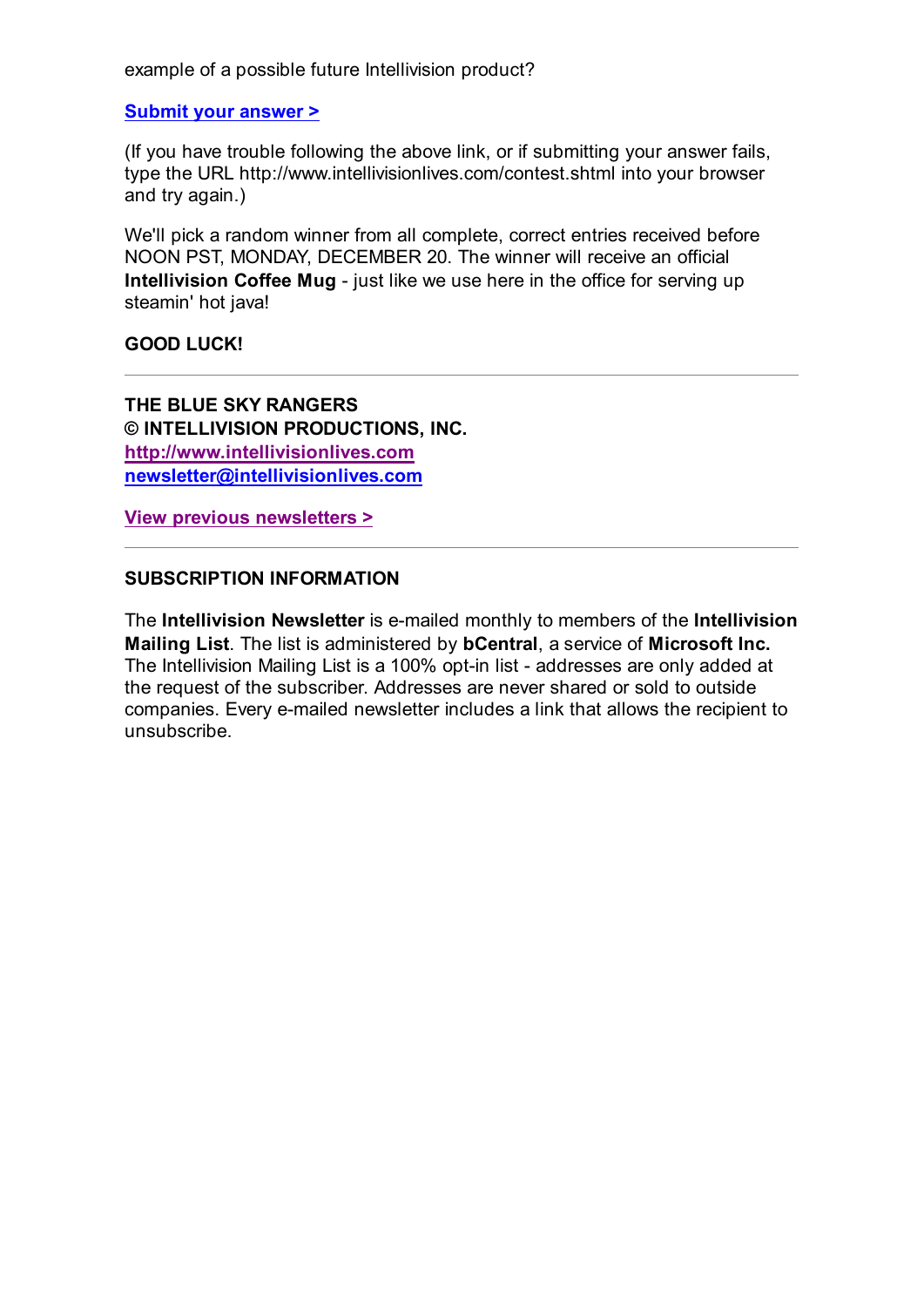example of a possible future Intellivision product?

**Submit your answer >**

(If you have trouble following the above link, or if submitting your answer fails, type the URL http://www.intellivisionlives.com/contest.shtml into your browser and try again.)

We'll pick a random winner from all complete, correct entries received before NOON PST, MONDAY, DECEMBER 20. The winner will receive an official **Intellivision Coffee Mug** - just like we use here in the office for serving up steamin' hot java!

**GOOD LUCK!**

---

**THE BLUE SKY RANGERS**
**© INTELLIVISION PRODUCTIONS, INC.**
**http://www.intellivisionlives.com**
**newsletter@intellivisionlives.com**

**View previous newsletters >**

---

**SUBSCRIPTION INFORMATION**

The **Intellivision Newsletter** is e-mailed monthly to members of the **Intellivision Mailing List**. The list is administered by **bCentral**, a service of **Microsoft Inc.** The Intellivision Mailing List is a 100% opt-in list - addresses are only added at the request of the subscriber. Addresses are never shared or sold to outside companies. Every e-mailed newsletter includes a link that allows the recipient to unsubscribe.